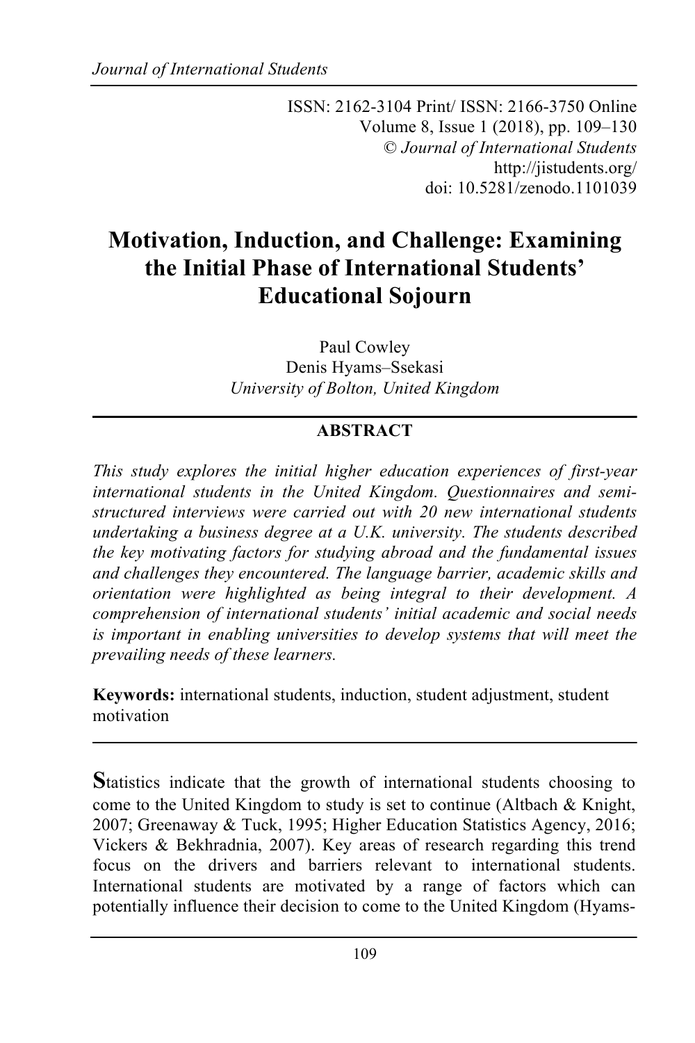ISSN: 2162-3104 Print/ ISSN: 2166-3750 Online
Volume 8, Issue 1 (2018), pp. 109–130
© *Journal of International Students*
http://jistudents.org/
doi: 10.5281/zenodo.1101039

# Motivation, Induction, and Challenge: Examining the Initial Phase of International Students' Educational Sojourn

Paul Cowley
Denis Hyams–Ssekasi
*University of Bolton, United Kingdom*

## ABSTRACT

*This study explores the initial higher education experiences of first-year international students in the United Kingdom. Questionnaires and semi-structured interviews were carried out with 20 new international students undertaking a business degree at a U.K. university. The students described the key motivating factors for studying abroad and the fundamental issues and challenges they encountered. The language barrier, academic skills and orientation were highlighted as being integral to their development. A comprehension of international students' initial academic and social needs is important in enabling universities to develop systems that will meet the prevailing needs of these learners.*

**Keywords:** international students, induction, student adjustment, student motivation

Statistics indicate that the growth of international students choosing to come to the United Kingdom to study is set to continue (Altbach & Knight, 2007; Greenaway & Tuck, 1995; Higher Education Statistics Agency, 2016; Vickers & Bekhradnia, 2007). Key areas of research regarding this trend focus on the drivers and barriers relevant to international students. International students are motivated by a range of factors which can potentially influence their decision to come to the United Kingdom (Hyams-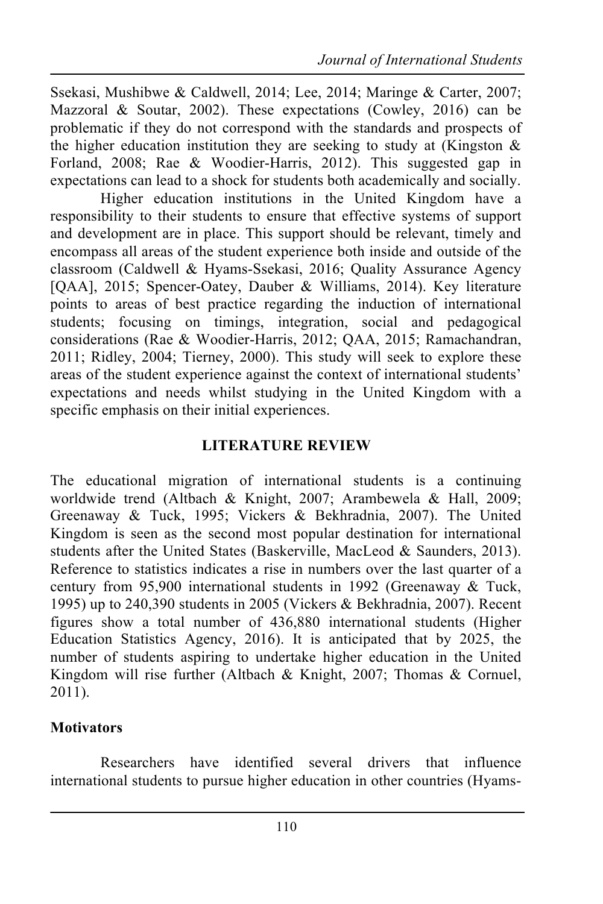Ssekasi, Mushibwe & Caldwell, 2014; Lee, 2014; Maringe & Carter, 2007; Mazzoral & Soutar, 2002). These expectations (Cowley, 2016) can be problematic if they do not correspond with the standards and prospects of the higher education institution they are seeking to study at (Kingston & Forland, 2008; Rae & Woodier-Harris, 2012). This suggested gap in expectations can lead to a shock for students both academically and socially.

Higher education institutions in the United Kingdom have a responsibility to their students to ensure that effective systems of support and development are in place. This support should be relevant, timely and encompass all areas of the student experience both inside and outside of the classroom (Caldwell & Hyams-Ssekasi, 2016; Quality Assurance Agency [QAA], 2015; Spencer-Oatey, Dauber & Williams, 2014). Key literature points to areas of best practice regarding the induction of international students; focusing on timings, integration, social and pedagogical considerations (Rae & Woodier-Harris, 2012; QAA, 2015; Ramachandran, 2011; Ridley, 2004; Tierney, 2000). This study will seek to explore these areas of the student experience against the context of international students' expectations and needs whilst studying in the United Kingdom with a specific emphasis on their initial experiences.

## LITERATURE REVIEW

The educational migration of international students is a continuing worldwide trend (Altbach & Knight, 2007; Arambewela & Hall, 2009; Greenaway & Tuck, 1995; Vickers & Bekhradnia, 2007). The United Kingdom is seen as the second most popular destination for international students after the United States (Baskerville, MacLeod & Saunders, 2013). Reference to statistics indicates a rise in numbers over the last quarter of a century from 95,900 international students in 1992 (Greenaway & Tuck, 1995) up to 240,390 students in 2005 (Vickers & Bekhradnia, 2007). Recent figures show a total number of 436,880 international students (Higher Education Statistics Agency, 2016). It is anticipated that by 2025, the number of students aspiring to undertake higher education in the United Kingdom will rise further (Altbach & Knight, 2007; Thomas & Cornuel, 2011).

### Motivators

Researchers have identified several drivers that influence international students to pursue higher education in other countries (Hyams-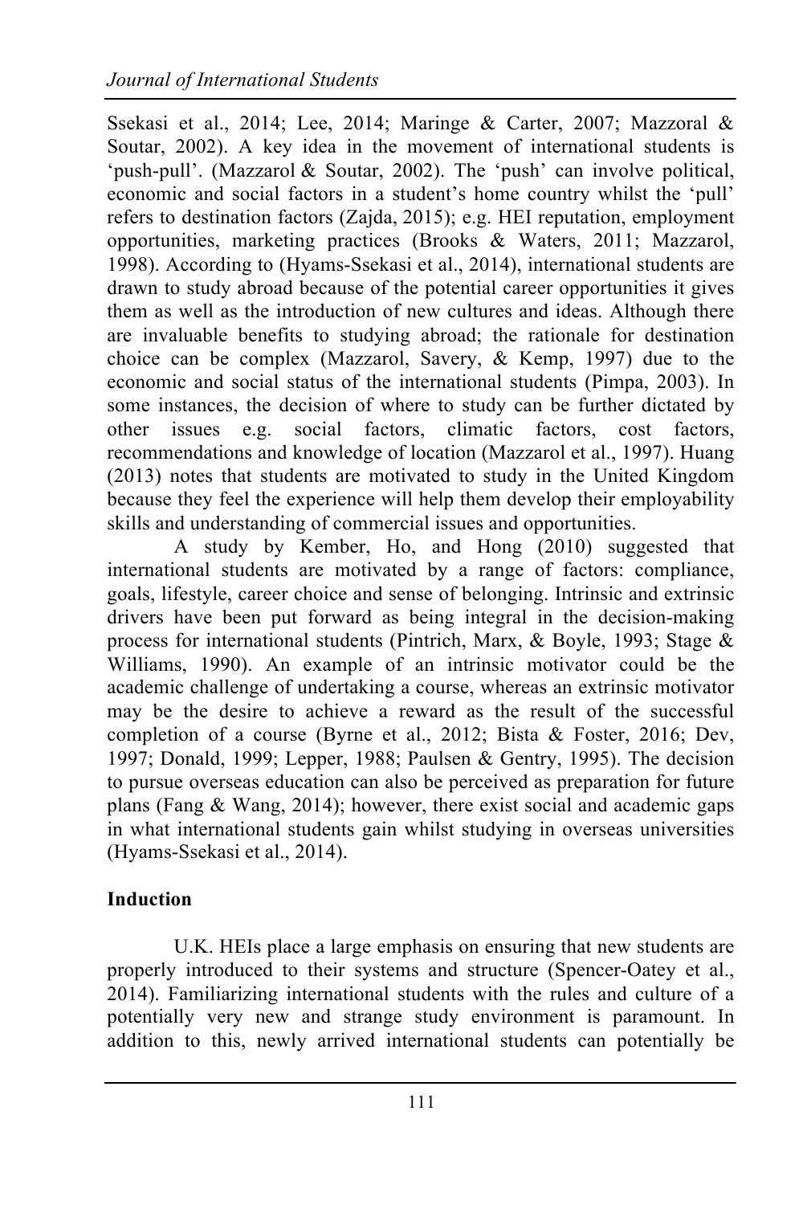Ssekasi et al., 2014; Lee, 2014; Maringe & Carter, 2007; Mazzoral & Soutar, 2002). A key idea in the movement of international students is 'push-pull'. (Mazzarol & Soutar, 2002). The 'push' can involve political, economic and social factors in a student's home country whilst the 'pull' refers to destination factors (Zajda, 2015); e.g. HEI reputation, employment opportunities, marketing practices (Brooks & Waters, 2011; Mazzarol, 1998). According to (Hyams-Ssekasi et al., 2014), international students are drawn to study abroad because of the potential career opportunities it gives them as well as the introduction of new cultures and ideas. Although there are invaluable benefits to studying abroad; the rationale for destination choice can be complex (Mazzarol, Savery, & Kemp, 1997) due to the economic and social status of the international students (Pimpa, 2003). In some instances, the decision of where to study can be further dictated by other issues e.g. social factors, climatic factors, cost factors, recommendations and knowledge of location (Mazzarol et al., 1997). Huang (2013) notes that students are motivated to study in the United Kingdom because they feel the experience will help them develop their employability skills and understanding of commercial issues and opportunities.

A study by Kember, Ho, and Hong (2010) suggested that international students are motivated by a range of factors: compliance, goals, lifestyle, career choice and sense of belonging. Intrinsic and extrinsic drivers have been put forward as being integral in the decision-making process for international students (Pintrich, Marx, & Boyle, 1993; Stage & Williams, 1990). An example of an intrinsic motivator could be the academic challenge of undertaking a course, whereas an extrinsic motivator may be the desire to achieve a reward as the result of the successful completion of a course (Byrne et al., 2012; Bista & Foster, 2016; Dev, 1997; Donald, 1999; Lepper, 1988; Paulsen & Gentry, 1995). The decision to pursue overseas education can also be perceived as preparation for future plans (Fang & Wang, 2014); however, there exist social and academic gaps in what international students gain whilst studying in overseas universities (Hyams-Ssekasi et al., 2014).

## Induction

U.K. HEIs place a large emphasis on ensuring that new students are properly introduced to their systems and structure (Spencer-Oatey et al., 2014). Familiarizing international students with the rules and culture of a potentially very new and strange study environment is paramount. In addition to this, newly arrived international students can potentially be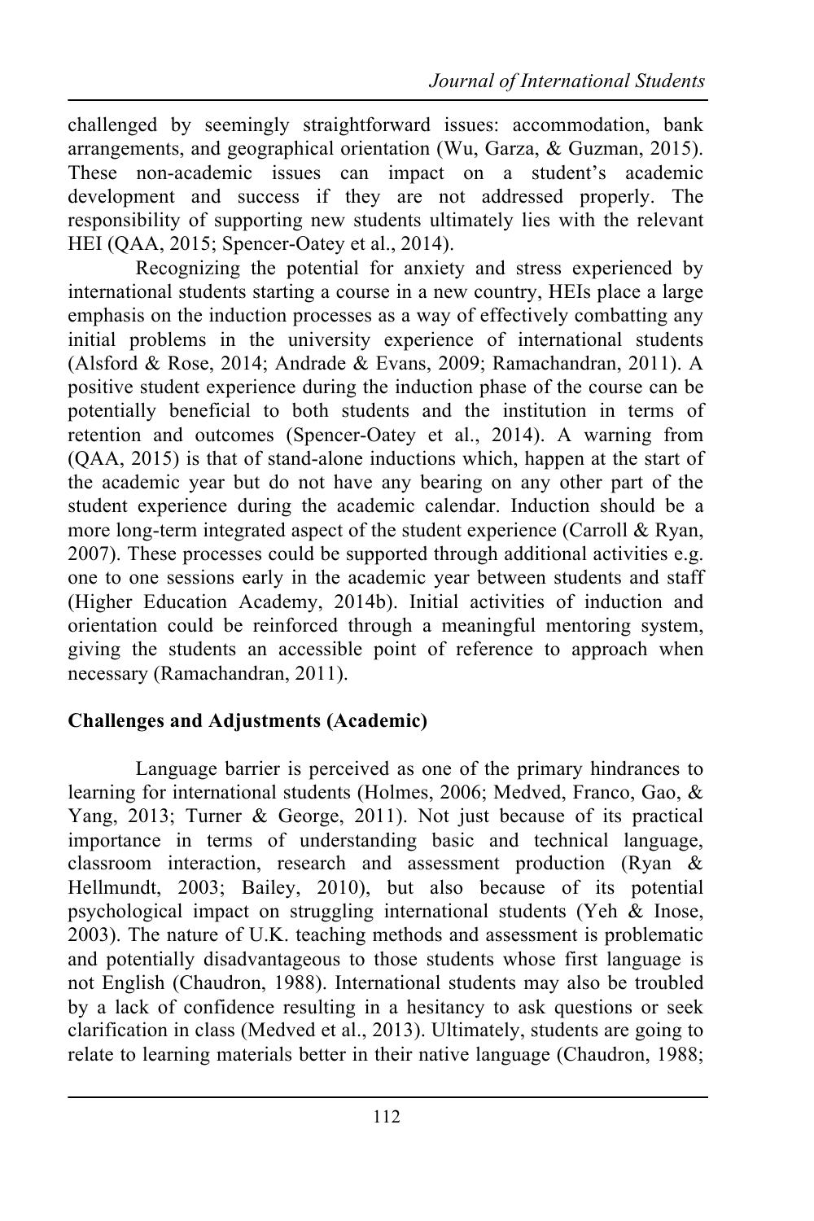challenged by seemingly straightforward issues: accommodation, bank arrangements, and geographical orientation (Wu, Garza, & Guzman, 2015). These non-academic issues can impact on a student's academic development and success if they are not addressed properly. The responsibility of supporting new students ultimately lies with the relevant HEI (QAA, 2015; Spencer-Oatey et al., 2014).

Recognizing the potential for anxiety and stress experienced by international students starting a course in a new country, HEIs place a large emphasis on the induction processes as a way of effectively combatting any initial problems in the university experience of international students (Alsford & Rose, 2014; Andrade & Evans, 2009; Ramachandran, 2011). A positive student experience during the induction phase of the course can be potentially beneficial to both students and the institution in terms of retention and outcomes (Spencer-Oatey et al., 2014). A warning from (QAA, 2015) is that of stand-alone inductions which, happen at the start of the academic year but do not have any bearing on any other part of the student experience during the academic calendar. Induction should be a more long-term integrated aspect of the student experience (Carroll & Ryan, 2007). These processes could be supported through additional activities e.g. one to one sessions early in the academic year between students and staff (Higher Education Academy, 2014b). Initial activities of induction and orientation could be reinforced through a meaningful mentoring system, giving the students an accessible point of reference to approach when necessary (Ramachandran, 2011).

## Challenges and Adjustments (Academic)

Language barrier is perceived as one of the primary hindrances to learning for international students (Holmes, 2006; Medved, Franco, Gao, & Yang, 2013; Turner & George, 2011). Not just because of its practical importance in terms of understanding basic and technical language, classroom interaction, research and assessment production (Ryan & Hellmundt, 2003; Bailey, 2010), but also because of its potential psychological impact on struggling international students (Yeh & Inose, 2003). The nature of U.K. teaching methods and assessment is problematic and potentially disadvantageous to those students whose first language is not English (Chaudron, 1988). International students may also be troubled by a lack of confidence resulting in a hesitancy to ask questions or seek clarification in class (Medved et al., 2013). Ultimately, students are going to relate to learning materials better in their native language (Chaudron, 1988;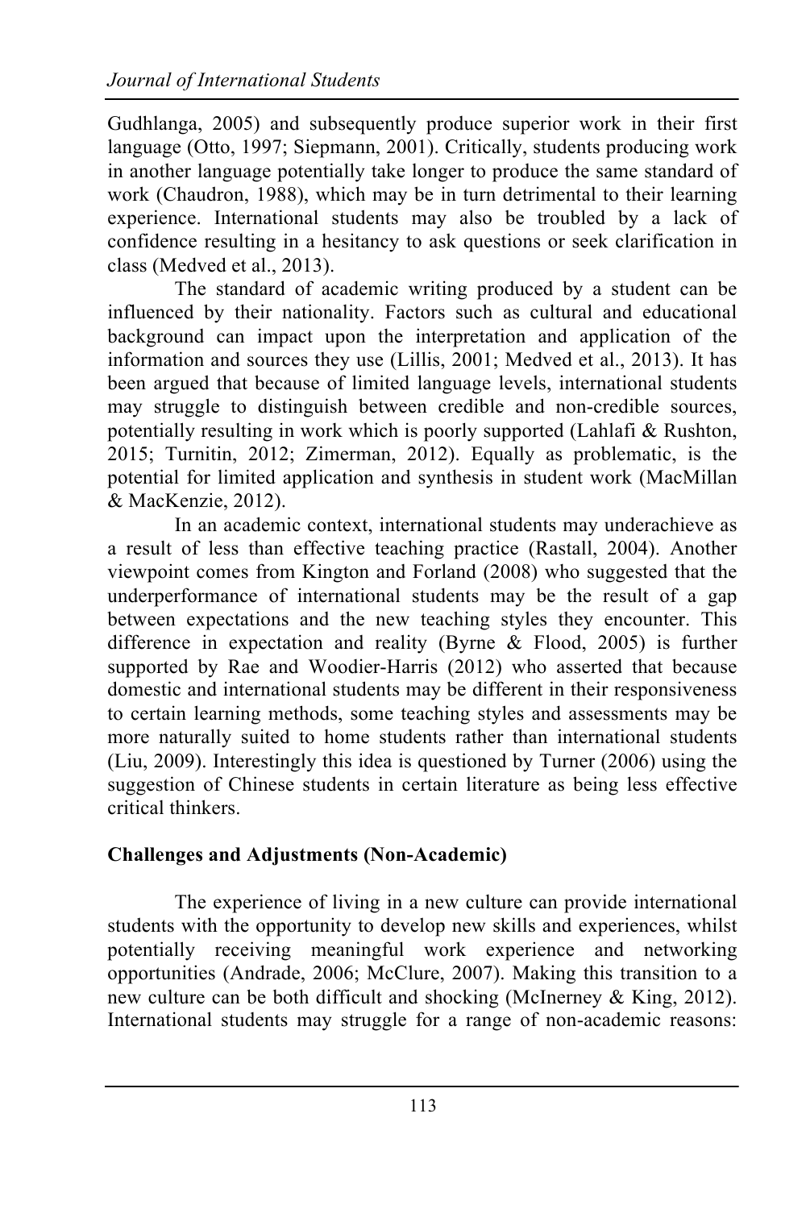Gudhlanga, 2005) and subsequently produce superior work in their first language (Otto, 1997; Siepmann, 2001). Critically, students producing work in another language potentially take longer to produce the same standard of work (Chaudron, 1988), which may be in turn detrimental to their learning experience. International students may also be troubled by a lack of confidence resulting in a hesitancy to ask questions or seek clarification in class (Medved et al., 2013).

The standard of academic writing produced by a student can be influenced by their nationality. Factors such as cultural and educational background can impact upon the interpretation and application of the information and sources they use (Lillis, 2001; Medved et al., 2013). It has been argued that because of limited language levels, international students may struggle to distinguish between credible and non-credible sources, potentially resulting in work which is poorly supported (Lahlafi & Rushton, 2015; Turnitin, 2012; Zimerman, 2012). Equally as problematic, is the potential for limited application and synthesis in student work (MacMillan & MacKenzie, 2012).

In an academic context, international students may underachieve as a result of less than effective teaching practice (Rastall, 2004). Another viewpoint comes from Kington and Forland (2008) who suggested that the underperformance of international students may be the result of a gap between expectations and the new teaching styles they encounter. This difference in expectation and reality (Byrne & Flood, 2005) is further supported by Rae and Woodier-Harris (2012) who asserted that because domestic and international students may be different in their responsiveness to certain learning methods, some teaching styles and assessments may be more naturally suited to home students rather than international students (Liu, 2009). Interestingly this idea is questioned by Turner (2006) using the suggestion of Chinese students in certain literature as being less effective critical thinkers.

## Challenges and Adjustments (Non-Academic)

The experience of living in a new culture can provide international students with the opportunity to develop new skills and experiences, whilst potentially receiving meaningful work experience and networking opportunities (Andrade, 2006; McClure, 2007). Making this transition to a new culture can be both difficult and shocking (McInerney & King, 2012). International students may struggle for a range of non-academic reasons: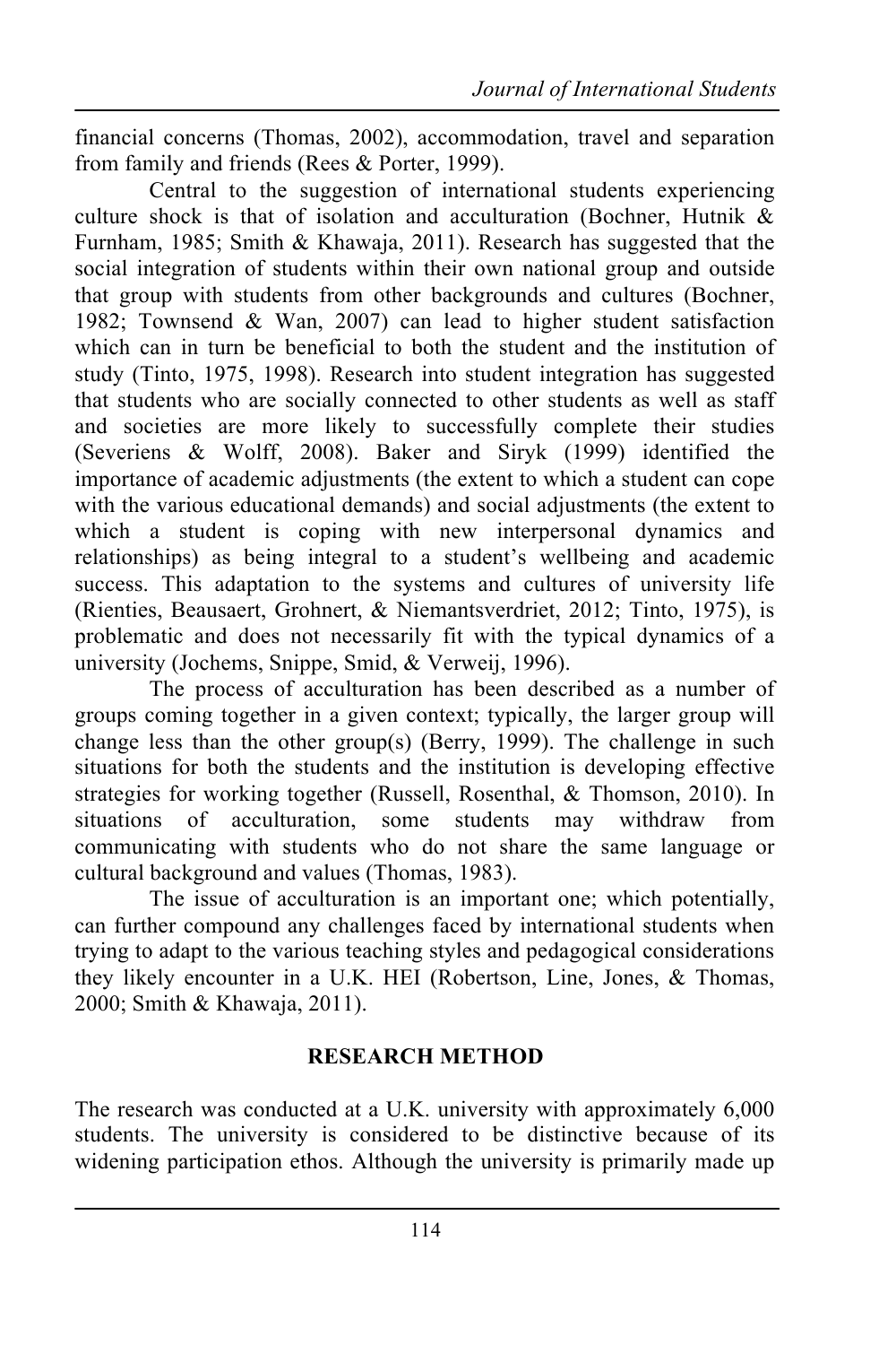financial concerns (Thomas, 2002), accommodation, travel and separation from family and friends (Rees & Porter, 1999).

Central to the suggestion of international students experiencing culture shock is that of isolation and acculturation (Bochner, Hutnik & Furnham, 1985; Smith & Khawaja, 2011). Research has suggested that the social integration of students within their own national group and outside that group with students from other backgrounds and cultures (Bochner, 1982; Townsend & Wan, 2007) can lead to higher student satisfaction which can in turn be beneficial to both the student and the institution of study (Tinto, 1975, 1998). Research into student integration has suggested that students who are socially connected to other students as well as staff and societies are more likely to successfully complete their studies (Severiens & Wolff, 2008). Baker and Siryk (1999) identified the importance of academic adjustments (the extent to which a student can cope with the various educational demands) and social adjustments (the extent to which a student is coping with new interpersonal dynamics and relationships) as being integral to a student's wellbeing and academic success. This adaptation to the systems and cultures of university life (Rienties, Beausaert, Grohnert, & Niemantsverdriet, 2012; Tinto, 1975), is problematic and does not necessarily fit with the typical dynamics of a university (Jochems, Snippe, Smid, & Verweij, 1996).

The process of acculturation has been described as a number of groups coming together in a given context; typically, the larger group will change less than the other group(s) (Berry, 1999). The challenge in such situations for both the students and the institution is developing effective strategies for working together (Russell, Rosenthal, & Thomson, 2010). In situations of acculturation, some students may withdraw from communicating with students who do not share the same language or cultural background and values (Thomas, 1983).

The issue of acculturation is an important one; which potentially, can further compound any challenges faced by international students when trying to adapt to the various teaching styles and pedagogical considerations they likely encounter in a U.K. HEI (Robertson, Line, Jones, & Thomas, 2000; Smith & Khawaja, 2011).

## RESEARCH METHOD

The research was conducted at a U.K. university with approximately 6,000 students. The university is considered to be distinctive because of its widening participation ethos. Although the university is primarily made up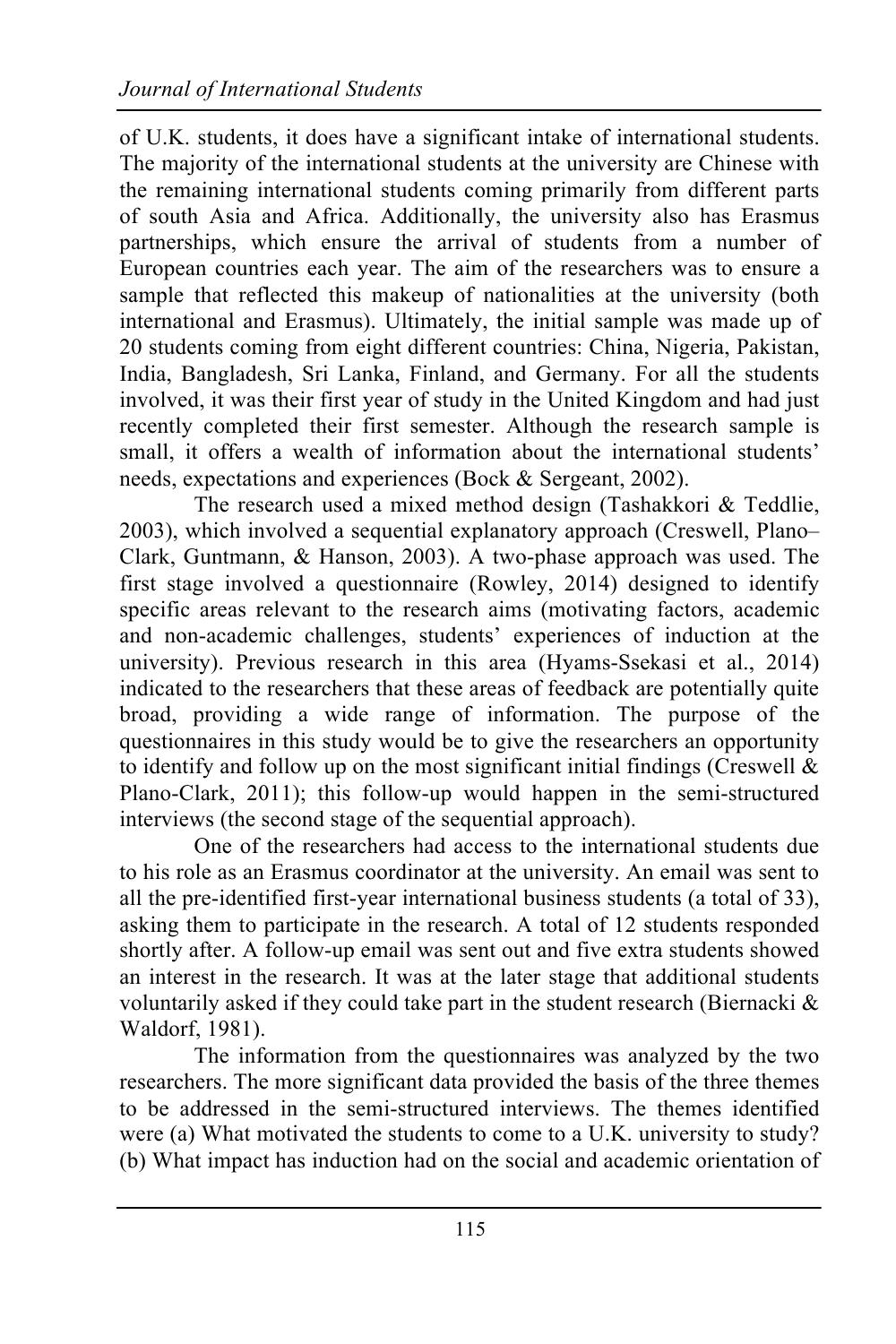of U.K. students, it does have a significant intake of international students. The majority of the international students at the university are Chinese with the remaining international students coming primarily from different parts of south Asia and Africa. Additionally, the university also has Erasmus partnerships, which ensure the arrival of students from a number of European countries each year. The aim of the researchers was to ensure a sample that reflected this makeup of nationalities at the university (both international and Erasmus). Ultimately, the initial sample was made up of 20 students coming from eight different countries: China, Nigeria, Pakistan, India, Bangladesh, Sri Lanka, Finland, and Germany. For all the students involved, it was their first year of study in the United Kingdom and had just recently completed their first semester. Although the research sample is small, it offers a wealth of information about the international students' needs, expectations and experiences (Bock & Sergeant, 2002).

The research used a mixed method design (Tashakkori & Teddlie, 2003), which involved a sequential explanatory approach (Creswell, Plano–Clark, Guntmann, & Hanson, 2003). A two-phase approach was used. The first stage involved a questionnaire (Rowley, 2014) designed to identify specific areas relevant to the research aims (motivating factors, academic and non-academic challenges, students' experiences of induction at the university). Previous research in this area (Hyams-Ssekasi et al., 2014) indicated to the researchers that these areas of feedback are potentially quite broad, providing a wide range of information. The purpose of the questionnaires in this study would be to give the researchers an opportunity to identify and follow up on the most significant initial findings (Creswell & Plano-Clark, 2011); this follow-up would happen in the semi-structured interviews (the second stage of the sequential approach).

One of the researchers had access to the international students due to his role as an Erasmus coordinator at the university. An email was sent to all the pre-identified first-year international business students (a total of 33), asking them to participate in the research. A total of 12 students responded shortly after. A follow-up email was sent out and five extra students showed an interest in the research. It was at the later stage that additional students voluntarily asked if they could take part in the student research (Biernacki & Waldorf, 1981).

The information from the questionnaires was analyzed by the two researchers. The more significant data provided the basis of the three themes to be addressed in the semi-structured interviews. The themes identified were (a) What motivated the students to come to a U.K. university to study? (b) What impact has induction had on the social and academic orientation of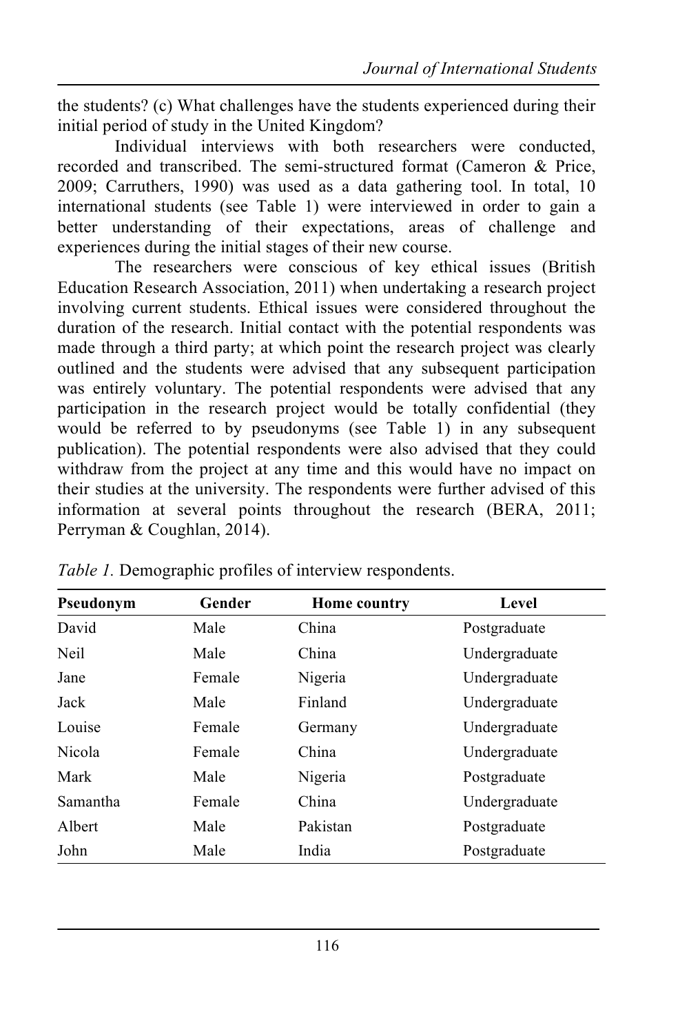the students? (c) What challenges have the students experienced during their initial period of study in the United Kingdom?

Individual interviews with both researchers were conducted, recorded and transcribed. The semi-structured format (Cameron & Price, 2009; Carruthers, 1990) was used as a data gathering tool. In total, 10 international students (see Table 1) were interviewed in order to gain a better understanding of their expectations, areas of challenge and experiences during the initial stages of their new course.

The researchers were conscious of key ethical issues (British Education Research Association, 2011) when undertaking a research project involving current students. Ethical issues were considered throughout the duration of the research. Initial contact with the potential respondents was made through a third party; at which point the research project was clearly outlined and the students were advised that any subsequent participation was entirely voluntary. The potential respondents were advised that any participation in the research project would be totally confidential (they would be referred to by pseudonyms (see Table 1) in any subsequent publication). The potential respondents were also advised that they could withdraw from the project at any time and this would have no impact on their studies at the university. The respondents were further advised of this information at several points throughout the research (BERA, 2011; Perryman & Coughlan, 2014).

*Table 1.* Demographic profiles of interview respondents.

| Pseudonym | Gender | Home country | Level |
|---|---|---|---|
| David | Male | China | Postgraduate |
| Neil | Male | China | Undergraduate |
| Jane | Female | Nigeria | Undergraduate |
| Jack | Male | Finland | Undergraduate |
| Louise | Female | Germany | Undergraduate |
| Nicola | Female | China | Undergraduate |
| Mark | Male | Nigeria | Postgraduate |
| Samantha | Female | China | Undergraduate |
| Albert | Male | Pakistan | Postgraduate |
| John | Male | India | Postgraduate |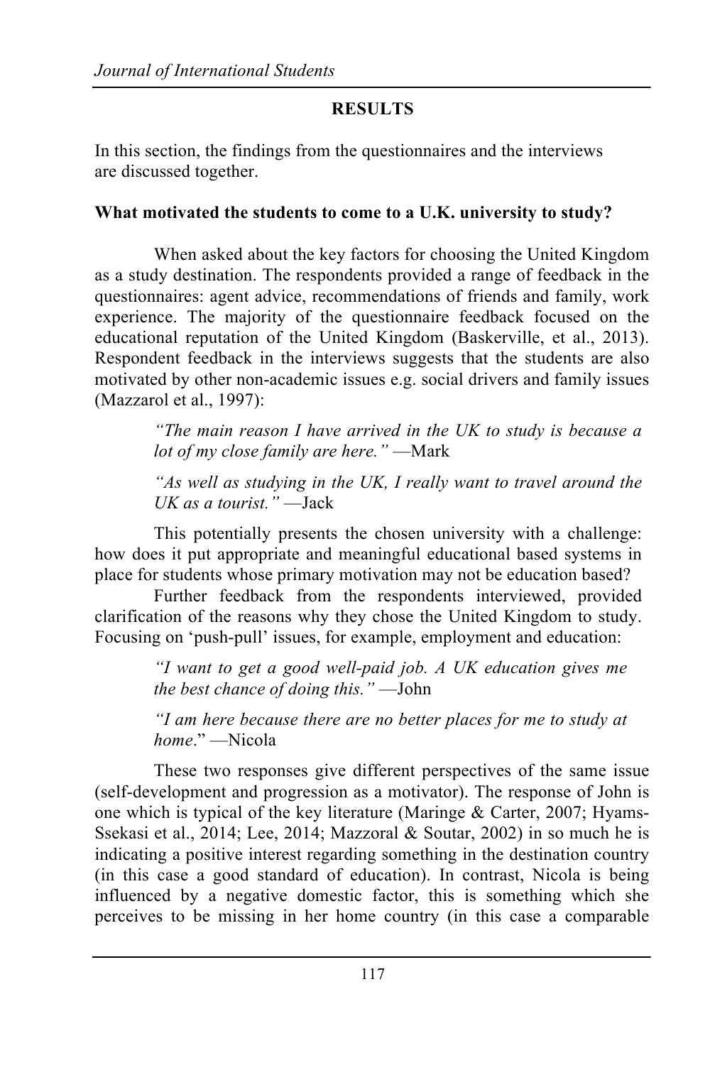## RESULTS

In this section, the findings from the questionnaires and the interviews are discussed together.

### What motivated the students to come to a U.K. university to study?

When asked about the key factors for choosing the United Kingdom as a study destination. The respondents provided a range of feedback in the questionnaires: agent advice, recommendations of friends and family, work experience. The majority of the questionnaire feedback focused on the educational reputation of the United Kingdom (Baskerville, et al., 2013). Respondent feedback in the interviews suggests that the students are also motivated by other non-academic issues e.g. social drivers and family issues (Mazzarol et al., 1997):

> *"The main reason I have arrived in the UK to study is because a lot of my close family are here."* —Mark

> *"As well as studying in the UK, I really want to travel around the UK as a tourist."* —Jack

This potentially presents the chosen university with a challenge: how does it put appropriate and meaningful educational based systems in place for students whose primary motivation may not be education based?

Further feedback from the respondents interviewed, provided clarification of the reasons why they chose the United Kingdom to study. Focusing on 'push-pull' issues, for example, employment and education:

> *"I want to get a good well-paid job. A UK education gives me the best chance of doing this."* —John

> *"I am here because there are no better places for me to study at home*." —Nicola

These two responses give different perspectives of the same issue (self-development and progression as a motivator). The response of John is one which is typical of the key literature (Maringe & Carter, 2007; Hyams-Ssekasi et al., 2014; Lee, 2014; Mazzoral & Soutar, 2002) in so much he is indicating a positive interest regarding something in the destination country (in this case a good standard of education). In contrast, Nicola is being influenced by a negative domestic factor, this is something which she perceives to be missing in her home country (in this case a comparable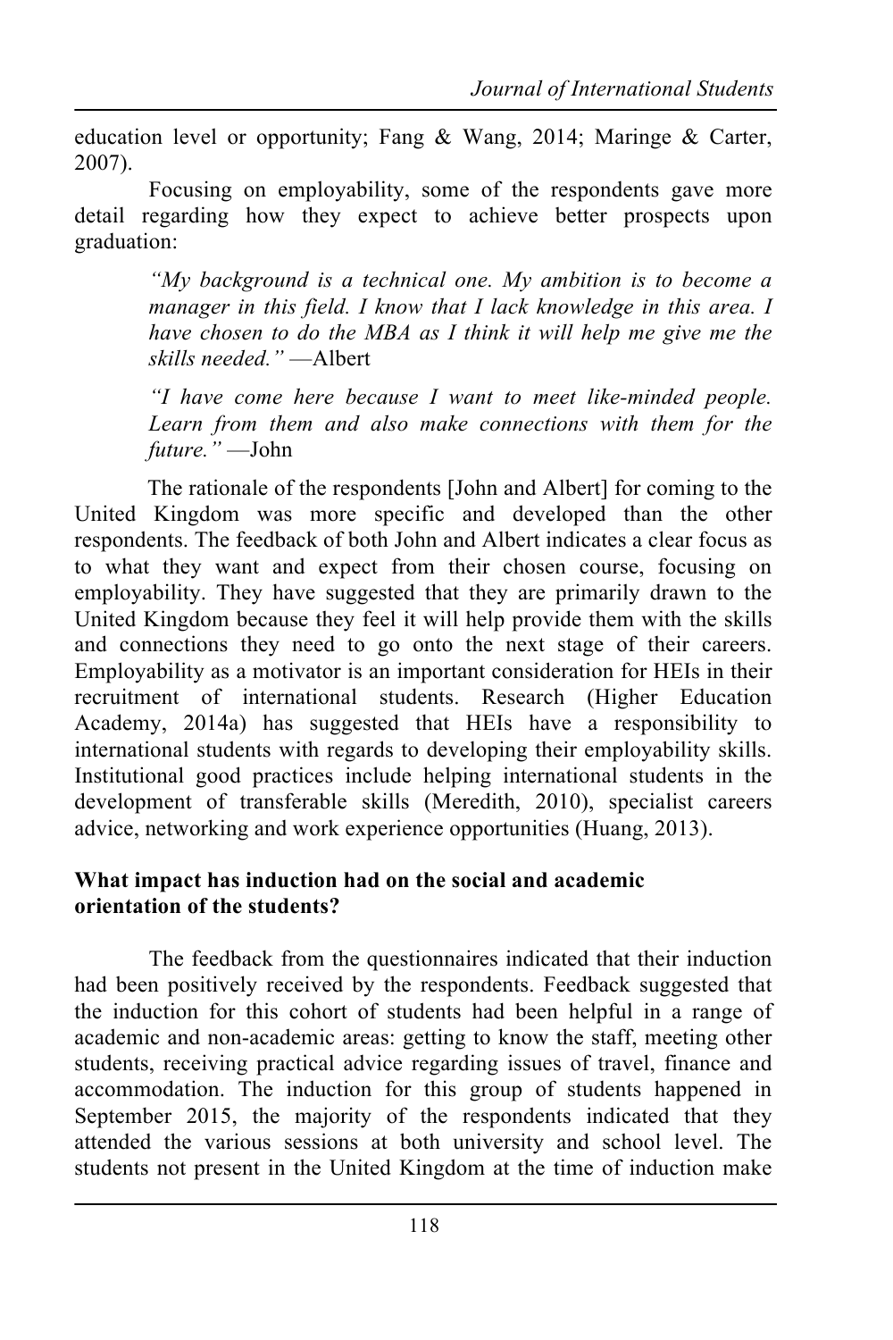education level or opportunity; Fang & Wang, 2014; Maringe & Carter, 2007).

Focusing on employability, some of the respondents gave more detail regarding how they expect to achieve better prospects upon graduation:

> *"My background is a technical one. My ambition is to become a manager in this field. I know that I lack knowledge in this area. I have chosen to do the MBA as I think it will help me give me the skills needed."* —Albert

> *"I have come here because I want to meet like-minded people. Learn from them and also make connections with them for the future."* —John

The rationale of the respondents [John and Albert] for coming to the United Kingdom was more specific and developed than the other respondents. The feedback of both John and Albert indicates a clear focus as to what they want and expect from their chosen course, focusing on employability. They have suggested that they are primarily drawn to the United Kingdom because they feel it will help provide them with the skills and connections they need to go onto the next stage of their careers. Employability as a motivator is an important consideration for HEIs in their recruitment of international students. Research (Higher Education Academy, 2014a) has suggested that HEIs have a responsibility to international students with regards to developing their employability skills. Institutional good practices include helping international students in the development of transferable skills (Meredith, 2010), specialist careers advice, networking and work experience opportunities (Huang, 2013).

**What impact has induction had on the social and academic orientation of the students?**

The feedback from the questionnaires indicated that their induction had been positively received by the respondents. Feedback suggested that the induction for this cohort of students had been helpful in a range of academic and non-academic areas: getting to know the staff, meeting other students, receiving practical advice regarding issues of travel, finance and accommodation. The induction for this group of students happened in September 2015, the majority of the respondents indicated that they attended the various sessions at both university and school level. The students not present in the United Kingdom at the time of induction make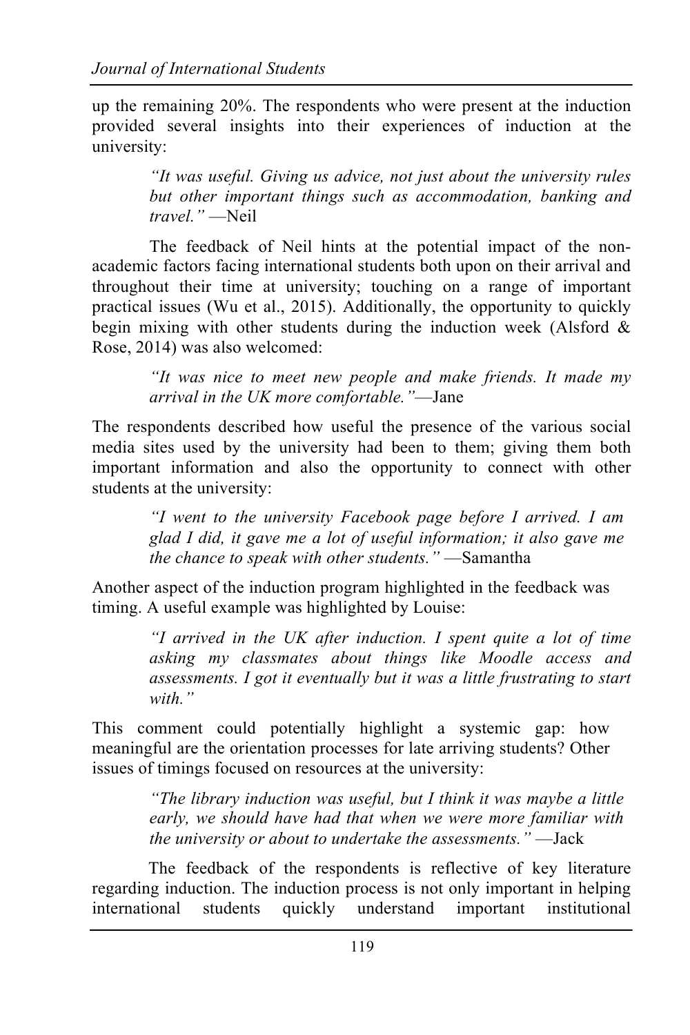up the remaining 20%. The respondents who were present at the induction provided several insights into their experiences of induction at the university:

> *"It was useful. Giving us advice, not just about the university rules but other important things such as accommodation, banking and travel."* —Neil

The feedback of Neil hints at the potential impact of the non-academic factors facing international students both upon on their arrival and throughout their time at university; touching on a range of important practical issues (Wu et al., 2015). Additionally, the opportunity to quickly begin mixing with other students during the induction week (Alsford & Rose, 2014) was also welcomed:

> *"It was nice to meet new people and make friends. It made my arrival in the UK more comfortable."*—Jane

The respondents described how useful the presence of the various social media sites used by the university had been to them; giving them both important information and also the opportunity to connect with other students at the university:

> *"I went to the university Facebook page before I arrived. I am glad I did, it gave me a lot of useful information; it also gave me the chance to speak with other students."* —Samantha

Another aspect of the induction program highlighted in the feedback was timing. A useful example was highlighted by Louise:

> *"I arrived in the UK after induction. I spent quite a lot of time asking my classmates about things like Moodle access and assessments. I got it eventually but it was a little frustrating to start with."*

This comment could potentially highlight a systemic gap: how meaningful are the orientation processes for late arriving students? Other issues of timings focused on resources at the university:

> *"The library induction was useful, but I think it was maybe a little early, we should have had that when we were more familiar with the university or about to undertake the assessments."* —Jack

The feedback of the respondents is reflective of key literature regarding induction. The induction process is not only important in helping international students quickly understand important institutional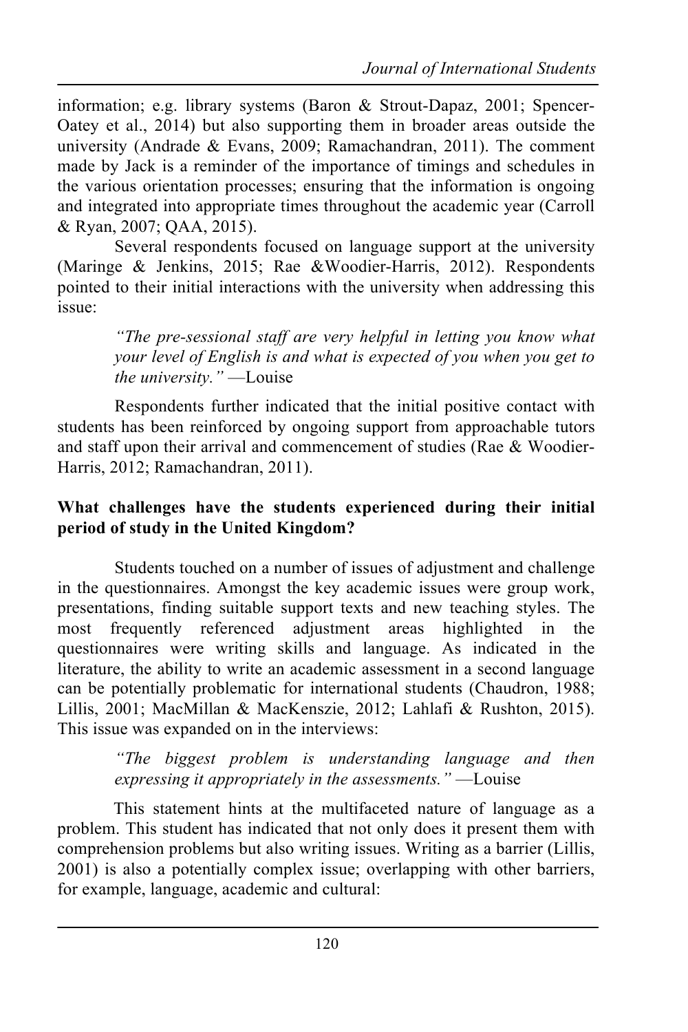information; e.g. library systems (Baron & Strout-Dapaz, 2001; Spencer-Oatey et al., 2014) but also supporting them in broader areas outside the university (Andrade & Evans, 2009; Ramachandran, 2011). The comment made by Jack is a reminder of the importance of timings and schedules in the various orientation processes; ensuring that the information is ongoing and integrated into appropriate times throughout the academic year (Carroll & Ryan, 2007; QAA, 2015).

Several respondents focused on language support at the university (Maringe & Jenkins, 2015; Rae &Woodier-Harris, 2012). Respondents pointed to their initial interactions with the university when addressing this issue:

> *"The pre-sessional staff are very helpful in letting you know what your level of English is and what is expected of you when you get to the university."* —Louise

Respondents further indicated that the initial positive contact with students has been reinforced by ongoing support from approachable tutors and staff upon their arrival and commencement of studies (Rae & Woodier-Harris, 2012; Ramachandran, 2011).

**What challenges have the students experienced during their initial period of study in the United Kingdom?**

Students touched on a number of issues of adjustment and challenge in the questionnaires. Amongst the key academic issues were group work, presentations, finding suitable support texts and new teaching styles. The most frequently referenced adjustment areas highlighted in the questionnaires were writing skills and language. As indicated in the literature, the ability to write an academic assessment in a second language can be potentially problematic for international students (Chaudron, 1988; Lillis, 2001; MacMillan & MacKenszie, 2012; Lahlafi & Rushton, 2015). This issue was expanded on in the interviews:

> *"The biggest problem is understanding language and then expressing it appropriately in the assessments."* —Louise

This statement hints at the multifaceted nature of language as a problem. This student has indicated that not only does it present them with comprehension problems but also writing issues. Writing as a barrier (Lillis, 2001) is also a potentially complex issue; overlapping with other barriers, for example, language, academic and cultural: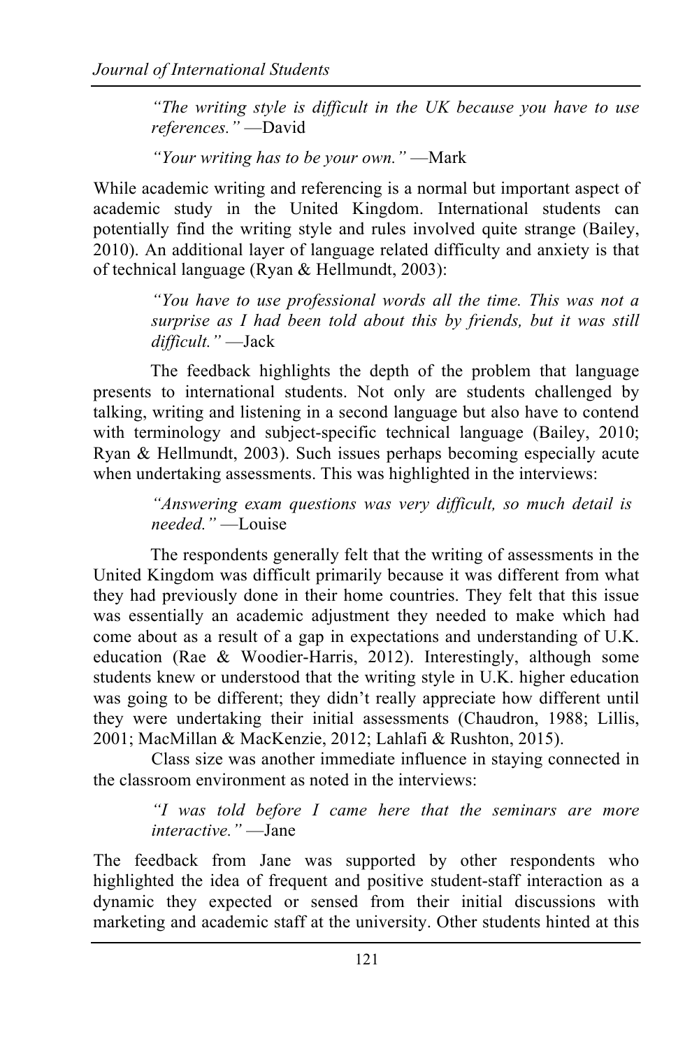> *"The writing style is difficult in the UK because you have to use references."* —David

> *"Your writing has to be your own."* —Mark

While academic writing and referencing is a normal but important aspect of academic study in the United Kingdom. International students can potentially find the writing style and rules involved quite strange (Bailey, 2010). An additional layer of language related difficulty and anxiety is that of technical language (Ryan & Hellmundt, 2003):

> *"You have to use professional words all the time. This was not a surprise as I had been told about this by friends, but it was still difficult."* —Jack

The feedback highlights the depth of the problem that language presents to international students. Not only are students challenged by talking, writing and listening in a second language but also have to contend with terminology and subject-specific technical language (Bailey, 2010; Ryan & Hellmundt, 2003). Such issues perhaps becoming especially acute when undertaking assessments. This was highlighted in the interviews:

> *"Answering exam questions was very difficult, so much detail is needed."* —Louise

The respondents generally felt that the writing of assessments in the United Kingdom was difficult primarily because it was different from what they had previously done in their home countries. They felt that this issue was essentially an academic adjustment they needed to make which had come about as a result of a gap in expectations and understanding of U.K. education (Rae & Woodier-Harris, 2012). Interestingly, although some students knew or understood that the writing style in U.K. higher education was going to be different; they didn't really appreciate how different until they were undertaking their initial assessments (Chaudron, 1988; Lillis, 2001; MacMillan & MacKenzie, 2012; Lahlafi & Rushton, 2015).

Class size was another immediate influence in staying connected in the classroom environment as noted in the interviews:

> *"I was told before I came here that the seminars are more interactive."* —Jane

The feedback from Jane was supported by other respondents who highlighted the idea of frequent and positive student-staff interaction as a dynamic they expected or sensed from their initial discussions with marketing and academic staff at the university. Other students hinted at this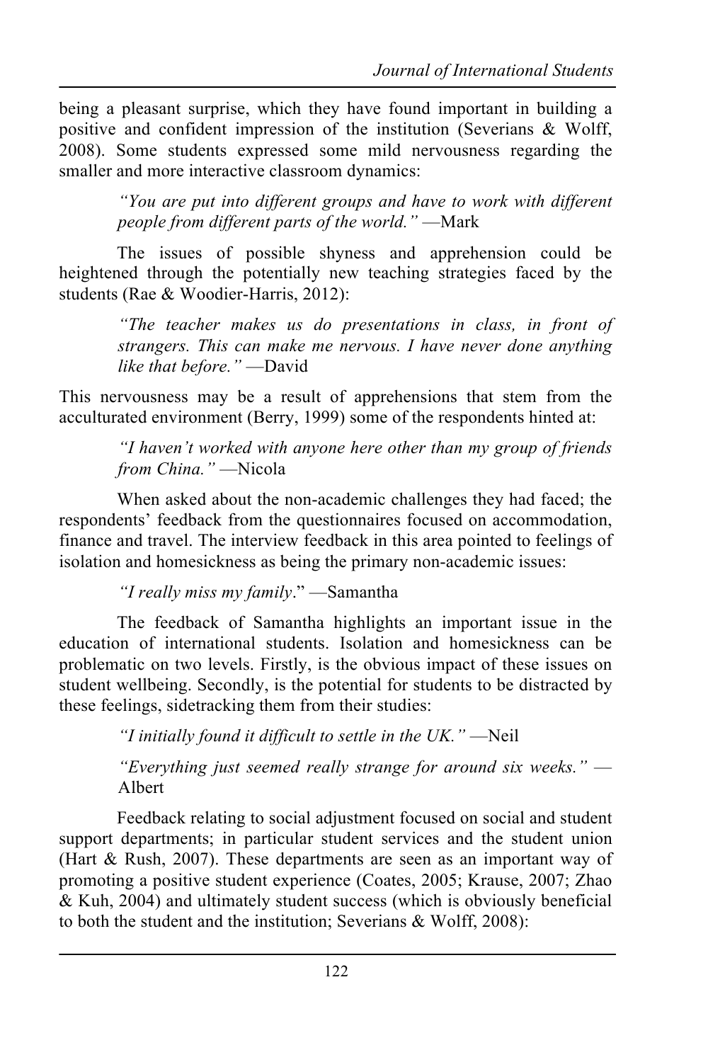being a pleasant surprise, which they have found important in building a positive and confident impression of the institution (Severians & Wolff, 2008). Some students expressed some mild nervousness regarding the smaller and more interactive classroom dynamics:

> *"You are put into different groups and have to work with different people from different parts of the world."* —Mark

The issues of possible shyness and apprehension could be heightened through the potentially new teaching strategies faced by the students (Rae & Woodier-Harris, 2012):

> *"The teacher makes us do presentations in class, in front of strangers. This can make me nervous. I have never done anything like that before."* —David

This nervousness may be a result of apprehensions that stem from the acculturated environment (Berry, 1999) some of the respondents hinted at:

> *"I haven't worked with anyone here other than my group of friends from China."* —Nicola

When asked about the non-academic challenges they had faced; the respondents' feedback from the questionnaires focused on accommodation, finance and travel. The interview feedback in this area pointed to feelings of isolation and homesickness as being the primary non-academic issues:

> *"I really miss my family*." —Samantha

The feedback of Samantha highlights an important issue in the education of international students. Isolation and homesickness can be problematic on two levels. Firstly, is the obvious impact of these issues on student wellbeing. Secondly, is the potential for students to be distracted by these feelings, sidetracking them from their studies:

> *"I initially found it difficult to settle in the UK."* —Neil
>
> *"Everything just seemed really strange for around six weeks."* —Albert

Feedback relating to social adjustment focused on social and student support departments; in particular student services and the student union (Hart & Rush, 2007). These departments are seen as an important way of promoting a positive student experience (Coates, 2005; Krause, 2007; Zhao & Kuh, 2004) and ultimately student success (which is obviously beneficial to both the student and the institution; Severians & Wolff, 2008):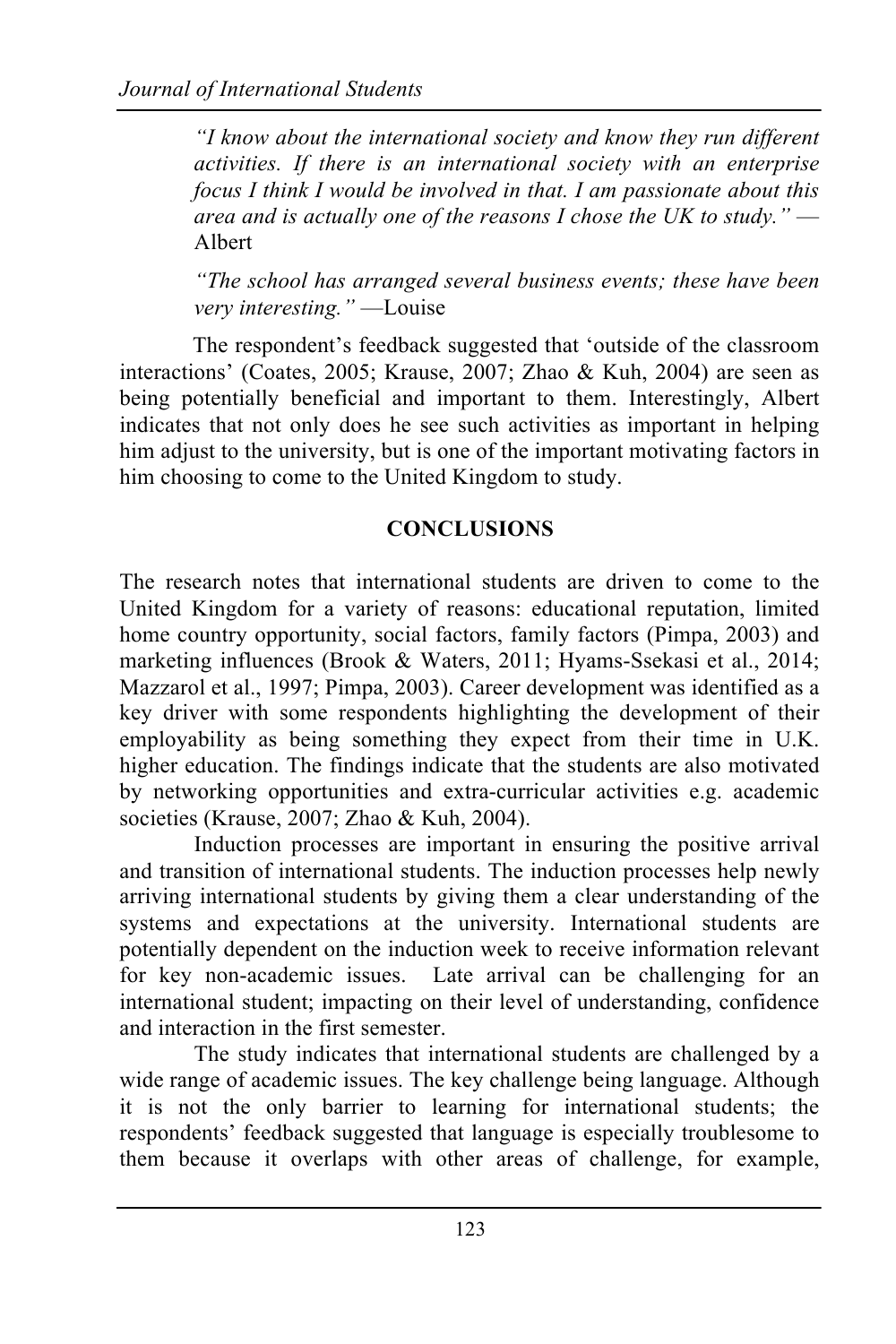> *"I know about the international society and know they run different activities. If there is an international society with an enterprise focus I think I would be involved in that. I am passionate about this area and is actually one of the reasons I chose the UK to study."* —Albert

> *"The school has arranged several business events; these have been very interesting."* —Louise

The respondent's feedback suggested that 'outside of the classroom interactions' (Coates, 2005; Krause, 2007; Zhao & Kuh, 2004) are seen as being potentially beneficial and important to them. Interestingly, Albert indicates that not only does he see such activities as important in helping him adjust to the university, but is one of the important motivating factors in him choosing to come to the United Kingdom to study.

## CONCLUSIONS

The research notes that international students are driven to come to the United Kingdom for a variety of reasons: educational reputation, limited home country opportunity, social factors, family factors (Pimpa, 2003) and marketing influences (Brook & Waters, 2011; Hyams-Ssekasi et al., 2014; Mazzarol et al., 1997; Pimpa, 2003). Career development was identified as a key driver with some respondents highlighting the development of their employability as being something they expect from their time in U.K. higher education. The findings indicate that the students are also motivated by networking opportunities and extra-curricular activities e.g. academic societies (Krause, 2007; Zhao & Kuh, 2004).

Induction processes are important in ensuring the positive arrival and transition of international students. The induction processes help newly arriving international students by giving them a clear understanding of the systems and expectations at the university. International students are potentially dependent on the induction week to receive information relevant for key non-academic issues. Late arrival can be challenging for an international student; impacting on their level of understanding, confidence and interaction in the first semester.

The study indicates that international students are challenged by a wide range of academic issues. The key challenge being language. Although it is not the only barrier to learning for international students; the respondents' feedback suggested that language is especially troublesome to them because it overlaps with other areas of challenge, for example,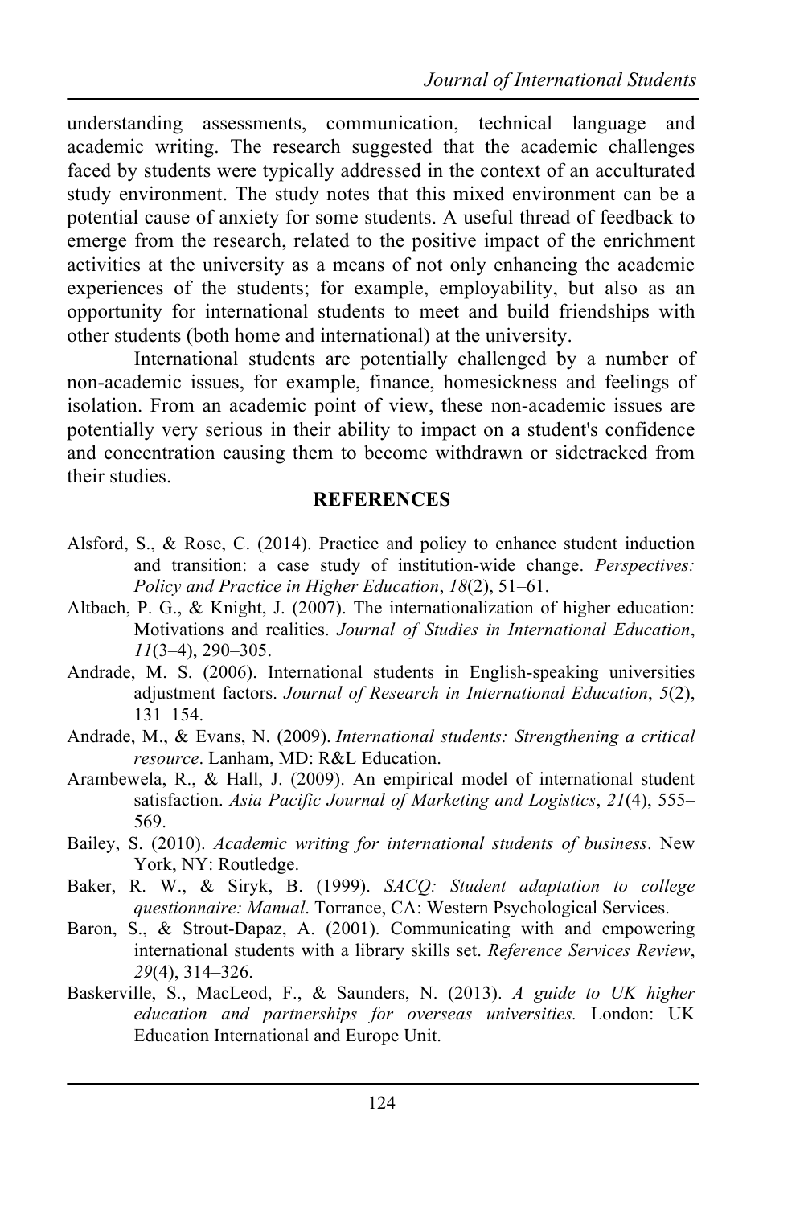understanding assessments, communication, technical language and academic writing. The research suggested that the academic challenges faced by students were typically addressed in the context of an acculturated study environment. The study notes that this mixed environment can be a potential cause of anxiety for some students. A useful thread of feedback to emerge from the research, related to the positive impact of the enrichment activities at the university as a means of not only enhancing the academic experiences of the students; for example, employability, but also as an opportunity for international students to meet and build friendships with other students (both home and international) at the university.

International students are potentially challenged by a number of non-academic issues, for example, finance, homesickness and feelings of isolation. From an academic point of view, these non-academic issues are potentially very serious in their ability to impact on a student's confidence and concentration causing them to become withdrawn or sidetracked from their studies.

## REFERENCES

Alsford, S., & Rose, C. (2014). Practice and policy to enhance student induction and transition: a case study of institution-wide change. *Perspectives: Policy and Practice in Higher Education*, *18*(2), 51–61.

Altbach, P. G., & Knight, J. (2007). The internationalization of higher education: Motivations and realities. *Journal of Studies in International Education*, *11*(3–4), 290–305.

Andrade, M. S. (2006). International students in English-speaking universities adjustment factors. *Journal of Research in International Education*, *5*(2), 131–154.

Andrade, M., & Evans, N. (2009). *International students: Strengthening a critical resource*. Lanham, MD: R&L Education.

Arambewela, R., & Hall, J. (2009). An empirical model of international student satisfaction. *Asia Pacific Journal of Marketing and Logistics*, *21*(4), 555–569.

Bailey, S. (2010). *Academic writing for international students of business*. New York, NY: Routledge.

Baker, R. W., & Siryk, B. (1999). *SACQ: Student adaptation to college questionnaire: Manual*. Torrance, CA: Western Psychological Services.

Baron, S., & Strout-Dapaz, A. (2001). Communicating with and empowering international students with a library skills set. *Reference Services Review*, *29*(4), 314–326.

Baskerville, S., MacLeod, F., & Saunders, N. (2013). *A guide to UK higher education and partnerships for overseas universities.* London: UK Education International and Europe Unit.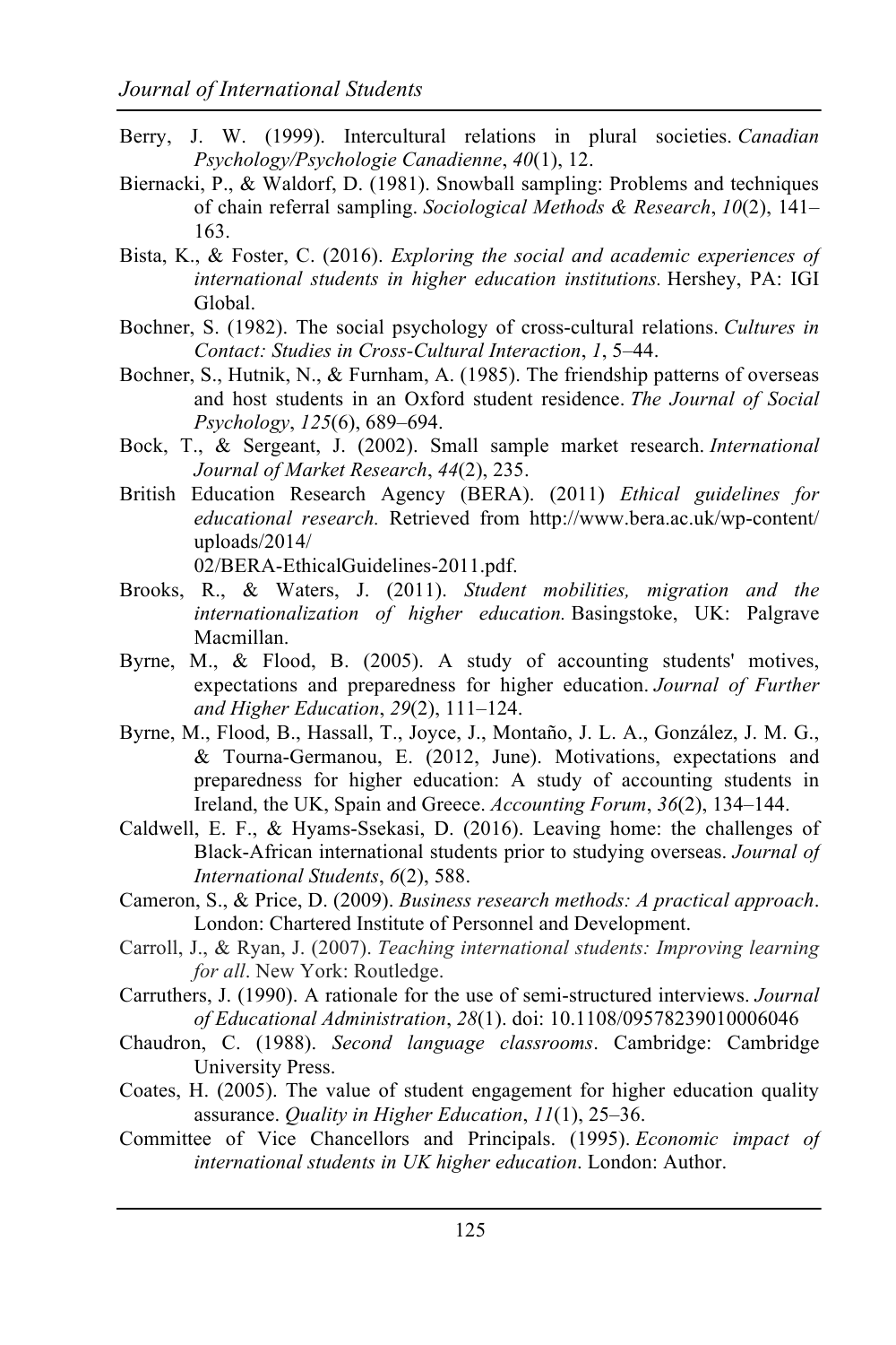Berry, J. W. (1999). Intercultural relations in plural societies. *Canadian Psychology/Psychologie Canadienne*, *40*(1), 12.

Biernacki, P., & Waldorf, D. (1981). Snowball sampling: Problems and techniques of chain referral sampling. *Sociological Methods & Research*, *10*(2), 141–163.

Bista, K., & Foster, C. (2016). *Exploring the social and academic experiences of international students in higher education institutions.* Hershey, PA: IGI Global.

Bochner, S. (1982). The social psychology of cross-cultural relations. *Cultures in Contact: Studies in Cross-Cultural Interaction*, *1*, 5–44.

Bochner, S., Hutnik, N., & Furnham, A. (1985). The friendship patterns of overseas and host students in an Oxford student residence. *The Journal of Social Psychology*, *125*(6), 689–694.

Bock, T., & Sergeant, J. (2002). Small sample market research. *International Journal of Market Research*, *44*(2), 235.

British Education Research Agency (BERA). (2011) *Ethical guidelines for educational research.* Retrieved from http://www.bera.ac.uk/wp-content/uploads/2014/02/BERA-EthicalGuidelines-2011.pdf.

Brooks, R., & Waters, J. (2011). *Student mobilities, migration and the internationalization of higher education.* Basingstoke, UK: Palgrave Macmillan.

Byrne, M., & Flood, B. (2005). A study of accounting students' motives, expectations and preparedness for higher education. *Journal of Further and Higher Education*, *29*(2), 111–124.

Byrne, M., Flood, B., Hassall, T., Joyce, J., Montaño, J. L. A., González, J. M. G., & Tourna-Germanou, E. (2012, June). Motivations, expectations and preparedness for higher education: A study of accounting students in Ireland, the UK, Spain and Greece. *Accounting Forum*, *36*(2), 134–144.

Caldwell, E. F., & Hyams-Ssekasi, D. (2016). Leaving home: the challenges of Black-African international students prior to studying overseas. *Journal of International Students*, *6*(2), 588.

Cameron, S., & Price, D. (2009). *Business research methods: A practical approach*. London: Chartered Institute of Personnel and Development.

Carroll, J., & Ryan, J. (2007). *Teaching international students: Improving learning for all*. New York: Routledge.

Carruthers, J. (1990). A rationale for the use of semi-structured interviews. *Journal of Educational Administration*, *28*(1). doi: 10.1108/09578239010006046

Chaudron, C. (1988). *Second language classrooms*. Cambridge: Cambridge University Press.

Coates, H. (2005). The value of student engagement for higher education quality assurance. *Quality in Higher Education*, *11*(1), 25–36.

Committee of Vice Chancellors and Principals. (1995). *Economic impact of international students in UK higher education*. London: Author.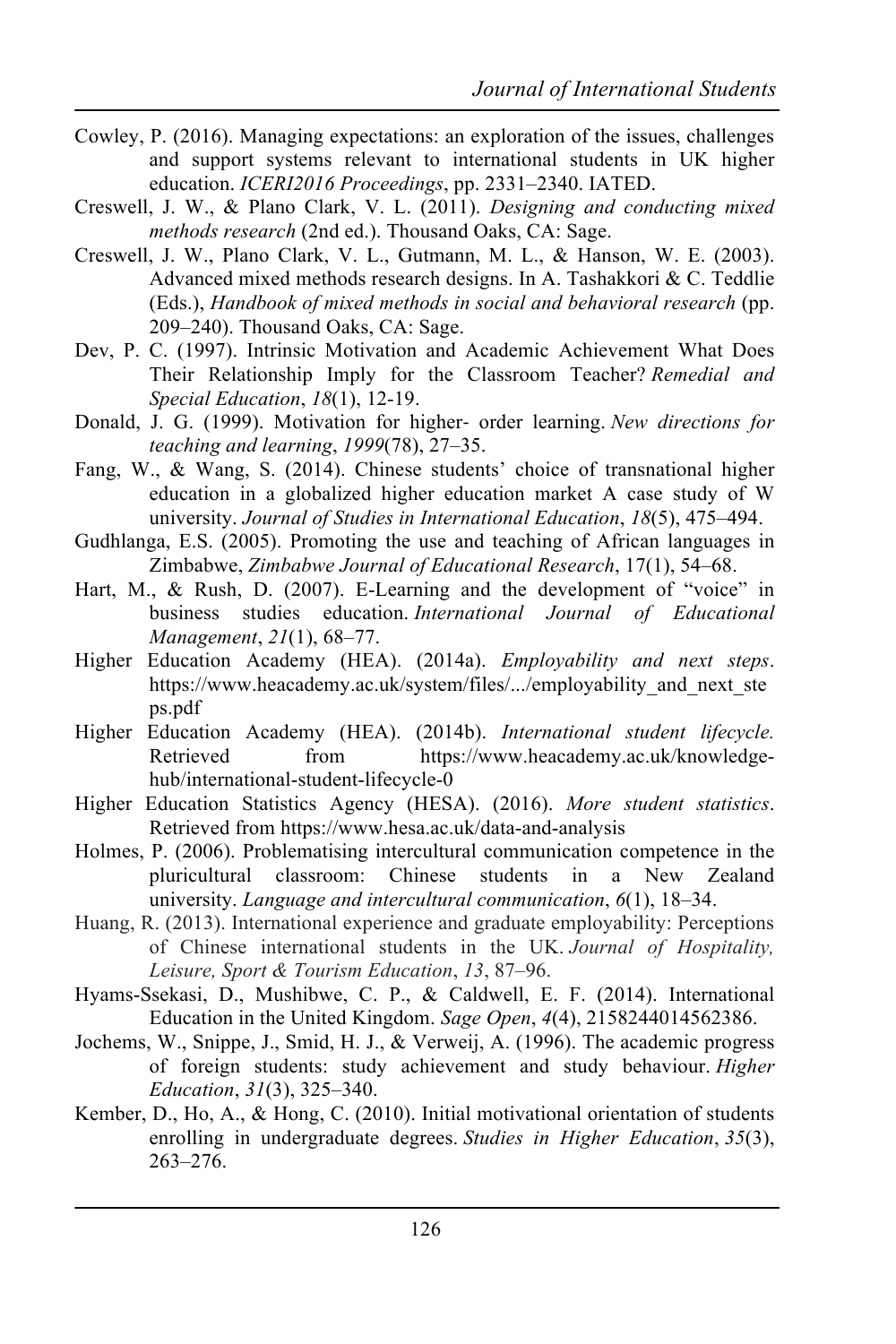Cowley, P. (2016). Managing expectations: an exploration of the issues, challenges and support systems relevant to international students in UK higher education. *ICERI2016 Proceedings*, pp. 2331–2340. IATED.

Creswell, J. W., & Plano Clark, V. L. (2011). *Designing and conducting mixed methods research* (2nd ed.). Thousand Oaks, CA: Sage.

Creswell, J. W., Plano Clark, V. L., Gutmann, M. L., & Hanson, W. E. (2003). Advanced mixed methods research designs. In A. Tashakkori & C. Teddlie (Eds.), *Handbook of mixed methods in social and behavioral research* (pp. 209–240). Thousand Oaks, CA: Sage.

Dev, P. C. (1997). Intrinsic Motivation and Academic Achievement What Does Their Relationship Imply for the Classroom Teacher? *Remedial and Special Education*, *18*(1), 12-19.

Donald, J. G. (1999). Motivation for higher- order learning. *New directions for teaching and learning*, *1999*(78), 27–35.

Fang, W., & Wang, S. (2014). Chinese students' choice of transnational higher education in a globalized higher education market A case study of W university. *Journal of Studies in International Education*, *18*(5), 475–494.

Gudhlanga, E.S. (2005). Promoting the use and teaching of African languages in Zimbabwe, *Zimbabwe Journal of Educational Research*, 17(1), 54–68.

Hart, M., & Rush, D. (2007). E-Learning and the development of "voice" in business studies education. *International Journal of Educational Management*, *21*(1), 68–77.

Higher Education Academy (HEA). (2014a). *Employability and next steps*. https://www.heacademy.ac.uk/system/files/.../employability_and_next_steps.pdf

Higher Education Academy (HEA). (2014b). *International student lifecycle.* Retrieved from https://www.heacademy.ac.uk/knowledge-hub/international-student-lifecycle-0

Higher Education Statistics Agency (HESA). (2016). *More student statistics*. Retrieved from https://www.hesa.ac.uk/data-and-analysis

Holmes, P. (2006). Problematising intercultural communication competence in the pluricultural classroom: Chinese students in a New Zealand university. *Language and intercultural communication*, *6*(1), 18–34.

Huang, R. (2013). International experience and graduate employability: Perceptions of Chinese international students in the UK. *Journal of Hospitality, Leisure, Sport & Tourism Education*, *13*, 87–96.

Hyams-Ssekasi, D., Mushibwe, C. P., & Caldwell, E. F. (2014). International Education in the United Kingdom. *Sage Open*, *4*(4), 2158244014562386.

Jochems, W., Snippe, J., Smid, H. J., & Verweij, A. (1996). The academic progress of foreign students: study achievement and study behaviour. *Higher Education*, *31*(3), 325–340.

Kember, D., Ho, A., & Hong, C. (2010). Initial motivational orientation of students enrolling in undergraduate degrees. *Studies in Higher Education*, *35*(3), 263–276.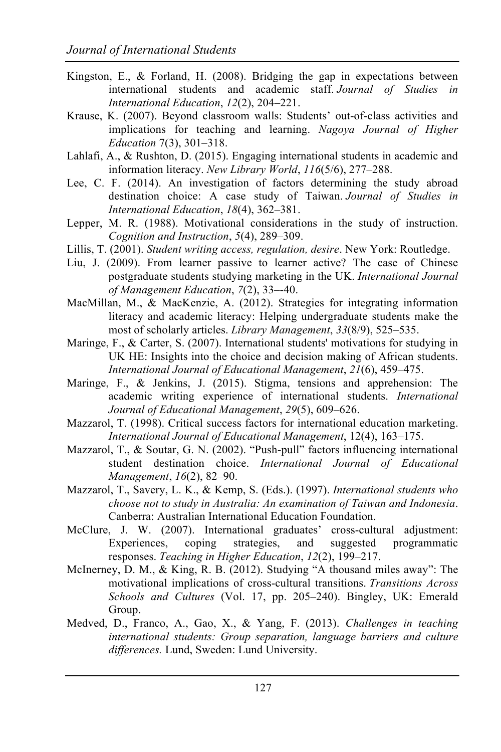Kingston, E., & Forland, H. (2008). Bridging the gap in expectations between international students and academic staff. *Journal of Studies in International Education*, *12*(2), 204–221.

Krause, K. (2007). Beyond classroom walls: Students' out-of-class activities and implications for teaching and learning. *Nagoya Journal of Higher Education* 7(3), 301–318.

Lahlafi, A., & Rushton, D. (2015). Engaging international students in academic and information literacy. *New Library World*, *116*(5/6), 277–288.

Lee, C. F. (2014). An investigation of factors determining the study abroad destination choice: A case study of Taiwan. *Journal of Studies in International Education*, *18*(4), 362–381.

Lepper, M. R. (1988). Motivational considerations in the study of instruction. *Cognition and Instruction*, *5*(4), 289–309.

Lillis, T. (2001). *Student writing access, regulation, desire*. New York: Routledge.

Liu, J. (2009). From learner passive to learner active? The case of Chinese postgraduate students studying marketing in the UK. *International Journal of Management Education*, *7*(2), 33–-40.

MacMillan, M., & MacKenzie, A. (2012). Strategies for integrating information literacy and academic literacy: Helping undergraduate students make the most of scholarly articles. *Library Management*, *33*(8/9), 525–535.

Maringe, F., & Carter, S. (2007). International students' motivations for studying in UK HE: Insights into the choice and decision making of African students. *International Journal of Educational Management*, *21*(6), 459–475.

Maringe, F., & Jenkins, J. (2015). Stigma, tensions and apprehension: The academic writing experience of international students. *International Journal of Educational Management*, *29*(5), 609–626.

Mazzarol, T. (1998). Critical success factors for international education marketing. *International Journal of Educational Management*, 12(4), 163–175.

Mazzarol, T., & Soutar, G. N. (2002). "Push-pull" factors influencing international student destination choice. *International Journal of Educational Management*, *16*(2), 82–90.

Mazzarol, T., Savery, L. K., & Kemp, S. (Eds.). (1997). *International students who choose not to study in Australia: An examination of Taiwan and Indonesia*. Canberra: Australian International Education Foundation.

McClure, J. W. (2007). International graduates' cross-cultural adjustment: Experiences, coping strategies, and suggested programmatic responses. *Teaching in Higher Education*, *12*(2), 199–217.

McInerney, D. M., & King, R. B. (2012). Studying "A thousand miles away": The motivational implications of cross-cultural transitions. *Transitions Across Schools and Cultures* (Vol. 17, pp. 205–240). Bingley, UK: Emerald Group.

Medved, D., Franco, A., Gao, X., & Yang, F. (2013). *Challenges in teaching international students: Group separation, language barriers and culture differences.* Lund, Sweden: Lund University.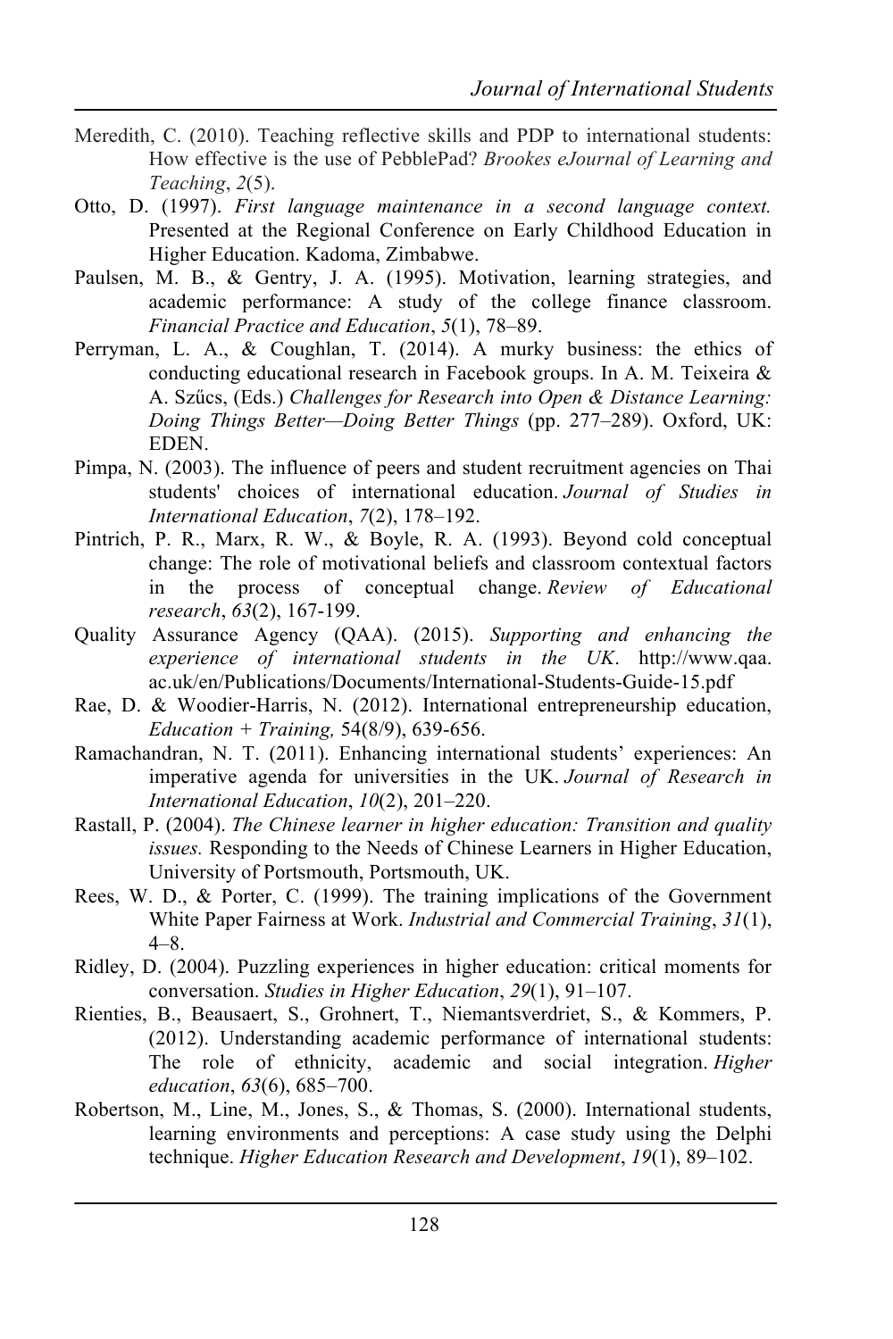Meredith, C. (2010). Teaching reflective skills and PDP to international students: How effective is the use of PebblePad? *Brookes eJournal of Learning and Teaching*, *2*(5).

Otto, D. (1997). *First language maintenance in a second language context.* Presented at the Regional Conference on Early Childhood Education in Higher Education. Kadoma, Zimbabwe.

Paulsen, M. B., & Gentry, J. A. (1995). Motivation, learning strategies, and academic performance: A study of the college finance classroom. *Financial Practice and Education*, *5*(1), 78–89.

Perryman, L. A., & Coughlan, T. (2014). A murky business: the ethics of conducting educational research in Facebook groups. In A. M. Teixeira & A. Szűcs, (Eds.) *Challenges for Research into Open & Distance Learning: Doing Things Better—Doing Better Things* (pp. 277–289). Oxford, UK: EDEN.

Pimpa, N. (2003). The influence of peers and student recruitment agencies on Thai students' choices of international education. *Journal of Studies in International Education*, *7*(2), 178–192.

Pintrich, P. R., Marx, R. W., & Boyle, R. A. (1993). Beyond cold conceptual change: The role of motivational beliefs and classroom contextual factors in the process of conceptual change. *Review of Educational research*, *63*(2), 167-199.

Quality Assurance Agency (QAA). (2015). *Supporting and enhancing the experience of international students in the UK*. http://www.qaa.ac.uk/en/Publications/Documents/International-Students-Guide-15.pdf

Rae, D. & Woodier-Harris, N. (2012). International entrepreneurship education, *Education + Training,* 54(8/9), 639-656.

Ramachandran, N. T. (2011). Enhancing international students' experiences: An imperative agenda for universities in the UK. *Journal of Research in International Education*, *10*(2), 201–220.

Rastall, P. (2004). *The Chinese learner in higher education: Transition and quality issues.* Responding to the Needs of Chinese Learners in Higher Education, University of Portsmouth, Portsmouth, UK.

Rees, W. D., & Porter, C. (1999). The training implications of the Government White Paper Fairness at Work. *Industrial and Commercial Training*, *31*(1), 4–8.

Ridley, D. (2004). Puzzling experiences in higher education: critical moments for conversation. *Studies in Higher Education*, *29*(1), 91–107.

Rienties, B., Beausaert, S., Grohnert, T., Niemantsverdriet, S., & Kommers, P. (2012). Understanding academic performance of international students: The role of ethnicity, academic and social integration. *Higher education*, *63*(6), 685–700.

Robertson, M., Line, M., Jones, S., & Thomas, S. (2000). International students, learning environments and perceptions: A case study using the Delphi technique. *Higher Education Research and Development*, *19*(1), 89–102.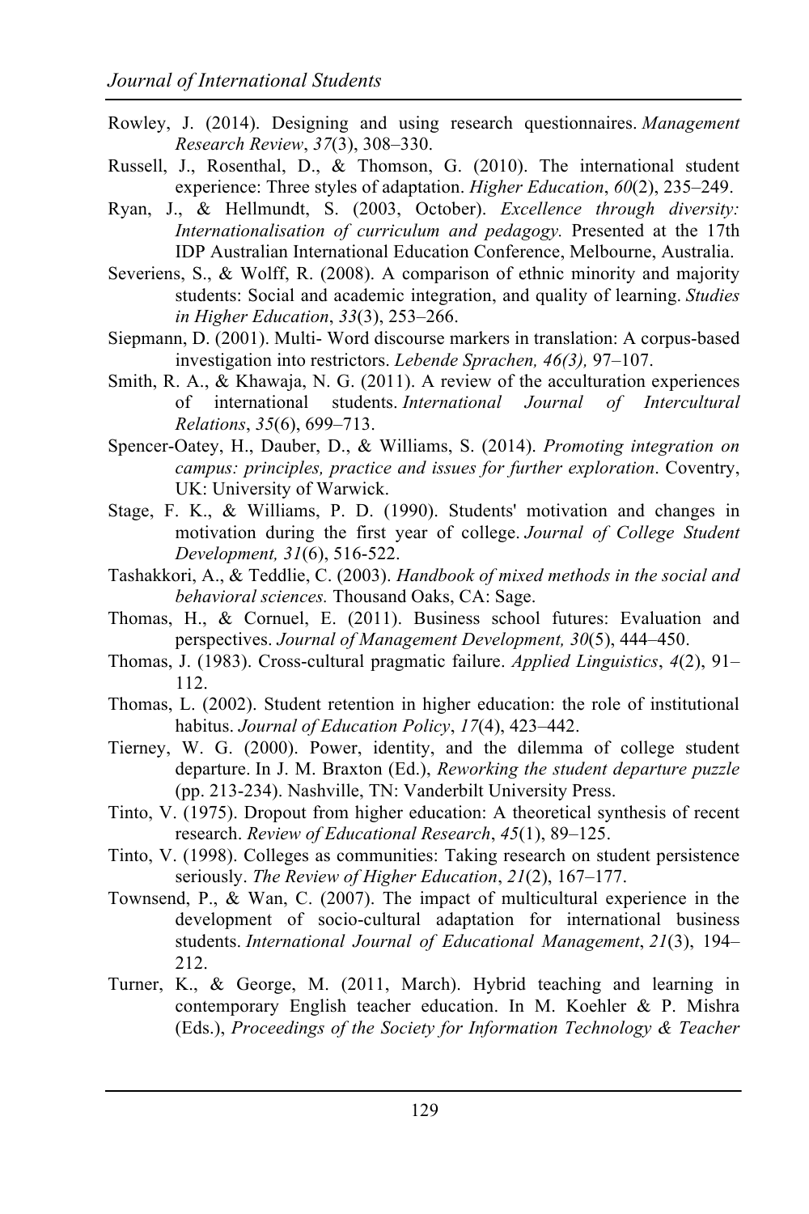Rowley, J. (2014). Designing and using research questionnaires. *Management Research Review*, *37*(3), 308–330.

Russell, J., Rosenthal, D., & Thomson, G. (2010). The international student experience: Three styles of adaptation. *Higher Education*, *60*(2), 235–249.

Ryan, J., & Hellmundt, S. (2003, October). *Excellence through diversity: Internationalisation of curriculum and pedagogy.* Presented at the 17th IDP Australian International Education Conference, Melbourne, Australia.

Severiens, S., & Wolff, R. (2008). A comparison of ethnic minority and majority students: Social and academic integration, and quality of learning. *Studies in Higher Education*, *33*(3), 253–266.

Siepmann, D. (2001). Multi- Word discourse markers in translation: A corpus-based investigation into restrictors. *Lebende Sprachen, 46(3),* 97–107.

Smith, R. A., & Khawaja, N. G. (2011). A review of the acculturation experiences of international students. *International Journal of Intercultural Relations*, *35*(6), 699–713.

Spencer-Oatey, H., Dauber, D., & Williams, S. (2014). *Promoting integration on campus: principles, practice and issues for further exploration*. Coventry, UK: University of Warwick.

Stage, F. K., & Williams, P. D. (1990). Students' motivation and changes in motivation during the first year of college. *Journal of College Student Development, 31*(6), 516-522.

Tashakkori, A., & Teddlie, C. (2003). *Handbook of mixed methods in the social and behavioral sciences.* Thousand Oaks, CA: Sage.

Thomas, H., & Cornuel, E. (2011). Business school futures: Evaluation and perspectives. *Journal of Management Development, 30*(5), 444–450.

Thomas, J. (1983). Cross-cultural pragmatic failure. *Applied Linguistics*, *4*(2), 91–112.

Thomas, L. (2002). Student retention in higher education: the role of institutional habitus. *Journal of Education Policy*, *17*(4), 423–442.

Tierney, W. G. (2000). Power, identity, and the dilemma of college student departure. In J. M. Braxton (Ed.), *Reworking the student departure puzzle* (pp. 213-234). Nashville, TN: Vanderbilt University Press.

Tinto, V. (1975). Dropout from higher education: A theoretical synthesis of recent research. *Review of Educational Research*, *45*(1), 89–125.

Tinto, V. (1998). Colleges as communities: Taking research on student persistence seriously. *The Review of Higher Education*, *21*(2), 167–177.

Townsend, P., & Wan, C. (2007). The impact of multicultural experience in the development of socio-cultural adaptation for international business students. *International Journal of Educational Management*, *21*(3), 194–212.

Turner, K., & George, M. (2011, March). Hybrid teaching and learning in contemporary English teacher education. In M. Koehler & P. Mishra (Eds.), *Proceedings of the Society for Information Technology & Teacher*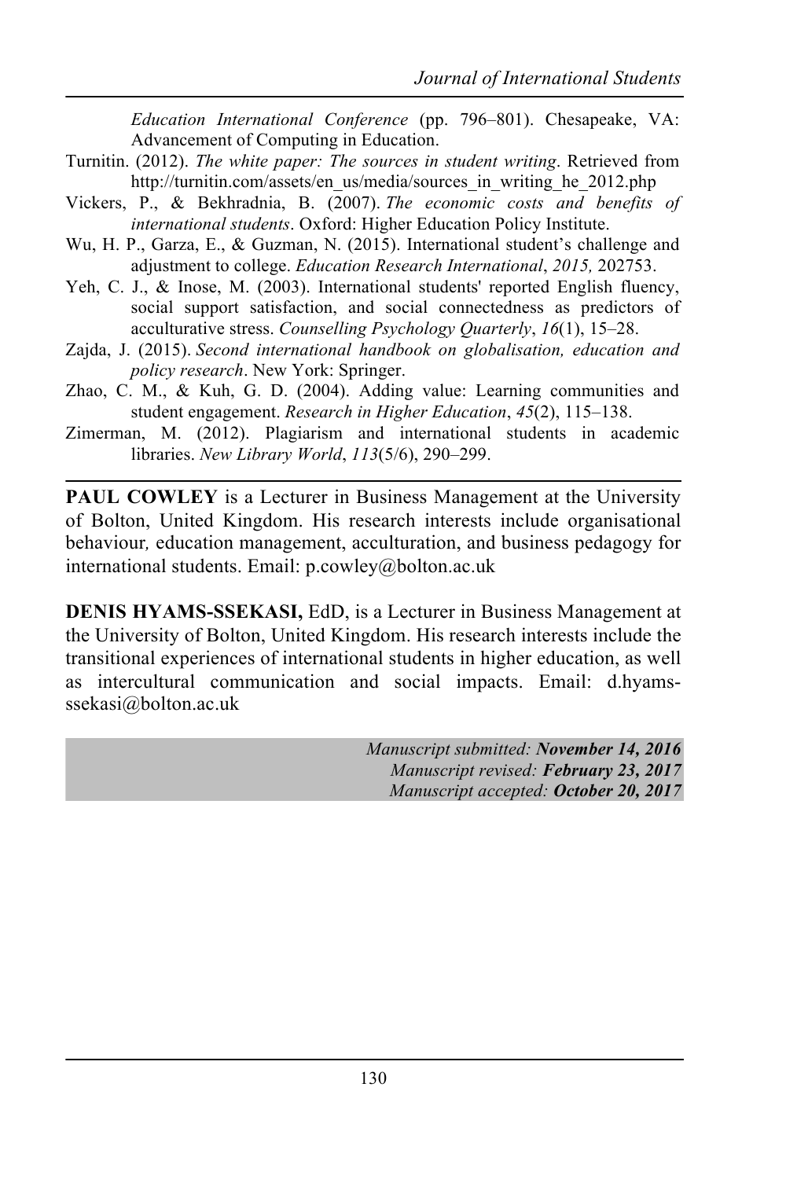*Education International Conference* (pp. 796–801). Chesapeake, VA: Advancement of Computing in Education.

Turnitin. (2012). *The white paper: The sources in student writing*. Retrieved from http://turnitin.com/assets/en_us/media/sources_in_writing_he_2012.php

Vickers, P., & Bekhradnia, B. (2007). *The economic costs and benefits of international students*. Oxford: Higher Education Policy Institute.

Wu, H. P., Garza, E., & Guzman, N. (2015). International student's challenge and adjustment to college. *Education Research International*, *2015,* 202753.

Yeh, C. J., & Inose, M. (2003). International students' reported English fluency, social support satisfaction, and social connectedness as predictors of acculturative stress. *Counselling Psychology Quarterly*, *16*(1), 15–28.

Zajda, J. (2015). *Second international handbook on globalisation, education and policy research*. New York: Springer.

Zhao, C. M., & Kuh, G. D. (2004). Adding value: Learning communities and student engagement. *Research in Higher Education*, *45*(2), 115–138.

Zimerman, M. (2012). Plagiarism and international students in academic libraries. *New Library World*, *113*(5/6), 290–299.

---

**PAUL COWLEY** is a Lecturer in Business Management at the University of Bolton, United Kingdom. His research interests include organisational behaviour*,* education management, acculturation, and business pedagogy for international students. Email: p.cowley@bolton.ac.uk

**DENIS HYAMS-SSEKASI,** EdD, is a Lecturer in Business Management at the University of Bolton, United Kingdom. His research interests include the transitional experiences of international students in higher education, as well as intercultural communication and social impacts. Email: d.hyams-ssekasi@bolton.ac.uk

*Manuscript submitted:* ***November 14, 2016***
*Manuscript revised:* ***February 23, 2017***
*Manuscript accepted:* ***October 20, 2017***